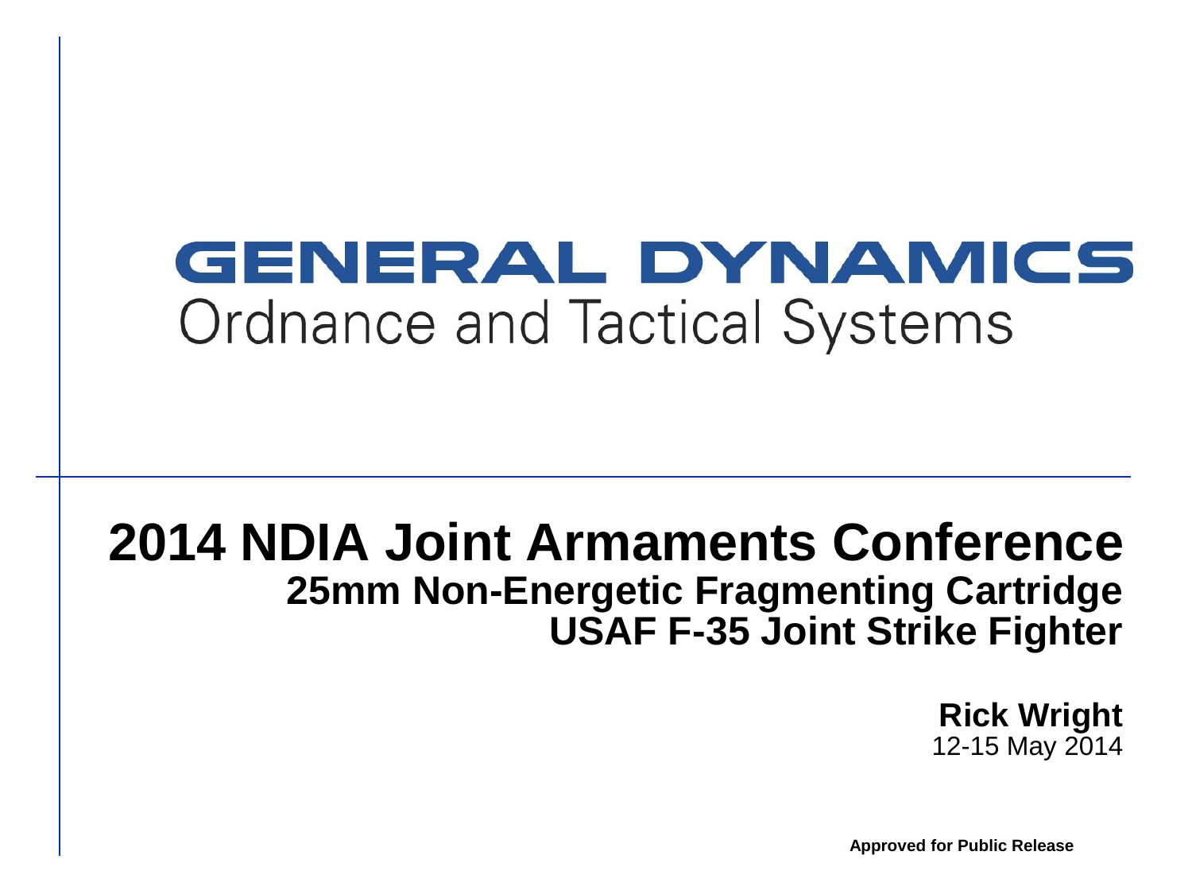GENERAL DYNAMICS
Ordnance and Tactical Systems

# 2014 NDIA Joint Armaments Conference

## 25mm Non-Energetic Fragmenting Cartridge
## USAF F-35 Joint Strike Fighter

**Rick Wright**
12-15 May 2014

**Approved for Public Release**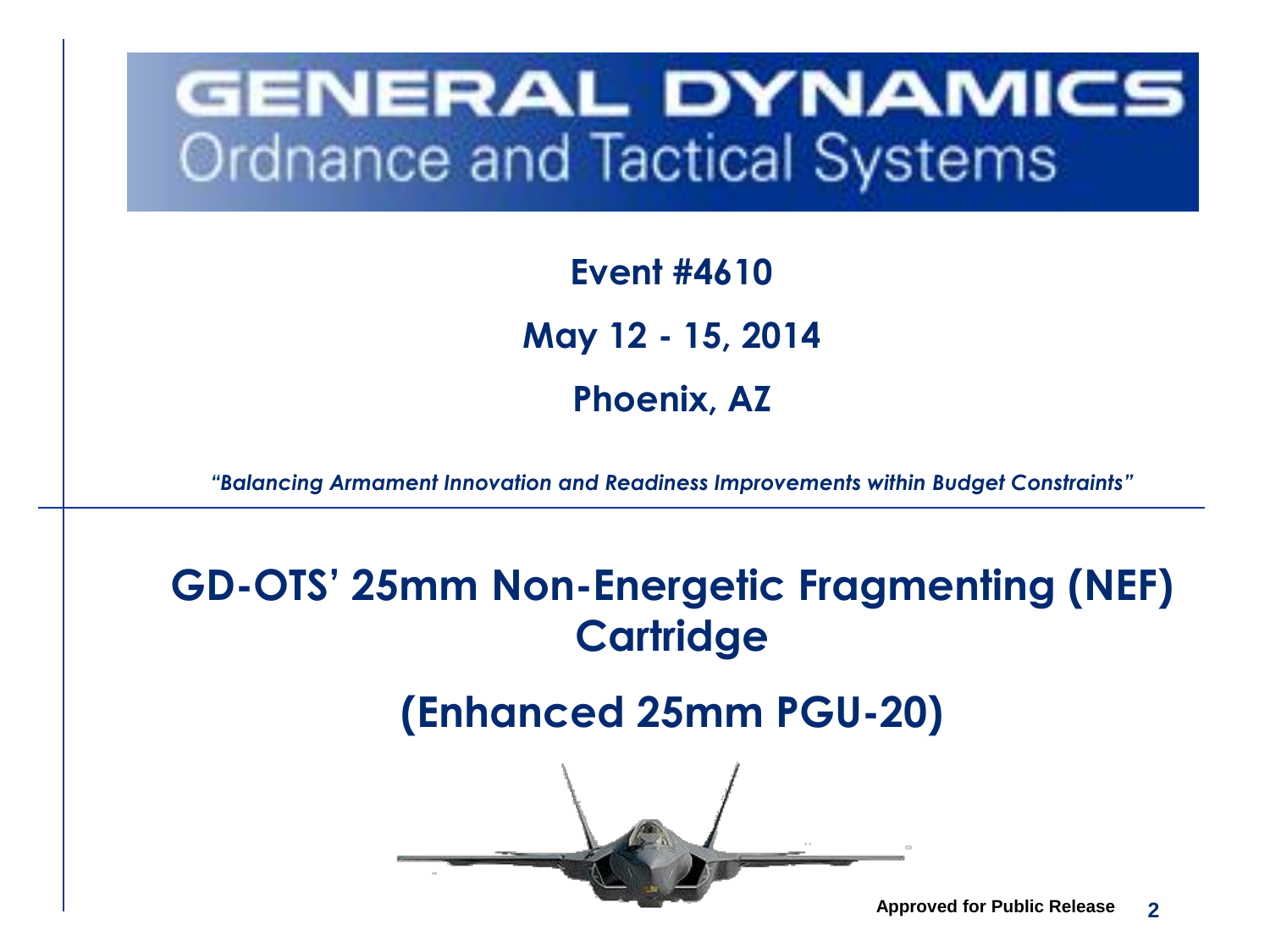# GENERAL DYNAMICS
## Ordnance and Tactical Systems

**Event #4610**

**May 12 - 15, 2014**

**Phoenix, AZ**

*"Balancing Armament Innovation and Readiness Improvements within Budget Constraints"*

# GD-OTS' 25mm Non-Energetic Fragmenting (NEF) Cartridge

# (Enhanced 25mm PGU-20)

**Approved for Public Release**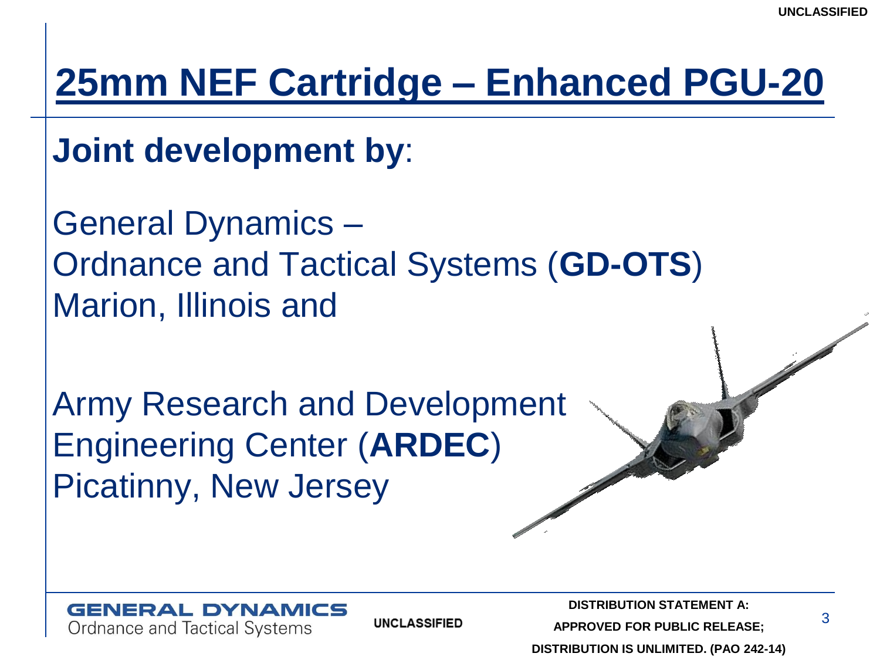# 25mm NEF Cartridge – Enhanced PGU-20

**Joint development by**:

General Dynamics –
Ordnance and Tactical Systems (**GD-OTS**)
Marion, Illinois and

Army Research and Development
Engineering Center (**ARDEC**)
Picatinny, New Jersey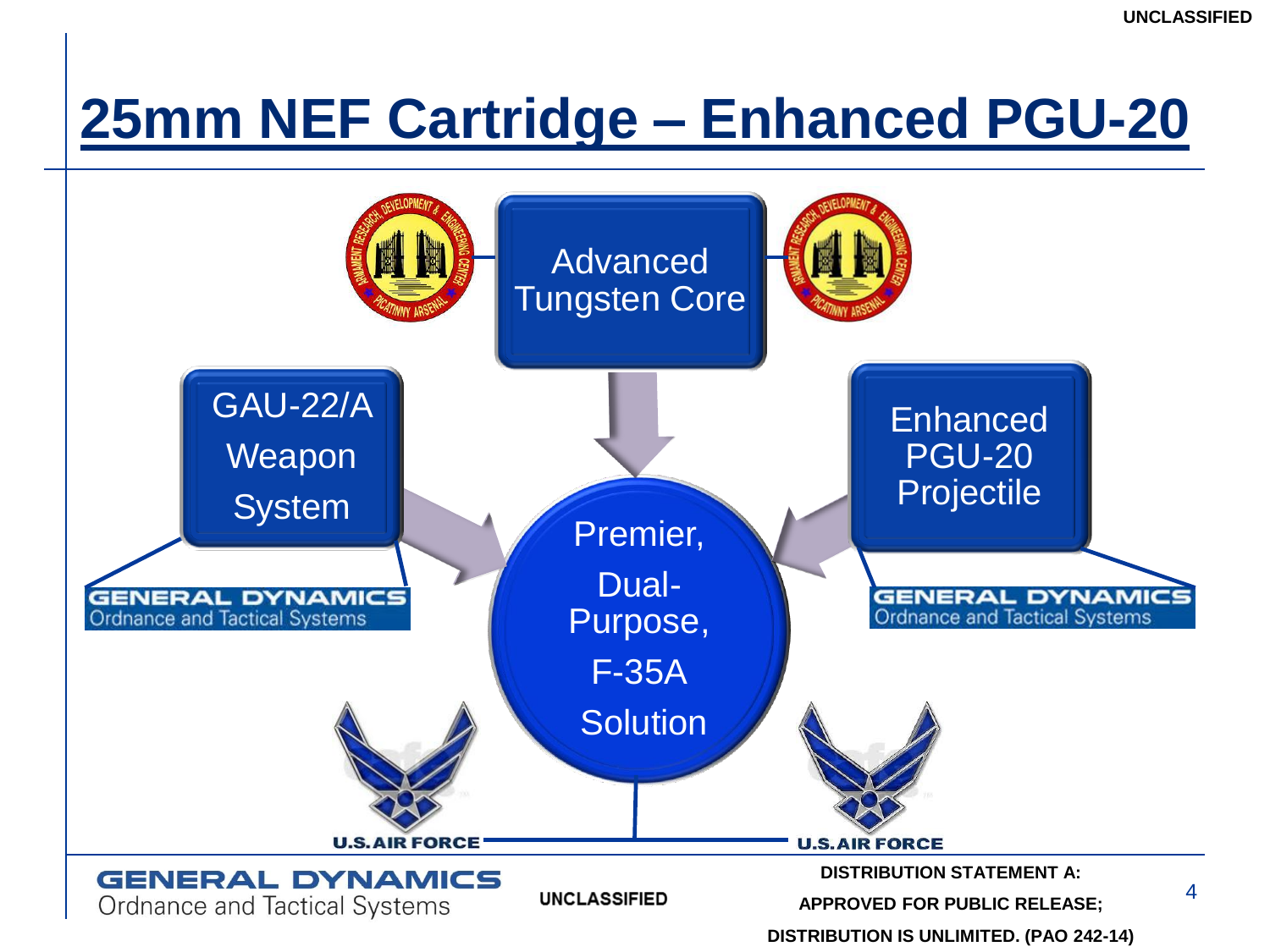# 25mm NEF Cartridge – Enhanced PGU-20

Advanced Tungsten Core

GAU-22/A Weapon System

Enhanced PGU-20 Projectile

Premier, Dual-Purpose, F-35A Solution

GENERAL DYNAMICS Ordnance and Tactical Systems

U.S. AIR FORCE

UNCLASSIFIED

DISTRIBUTION STATEMENT A: APPROVED FOR PUBLIC RELEASE; DISTRIBUTION IS UNLIMITED. (PAO 242-14)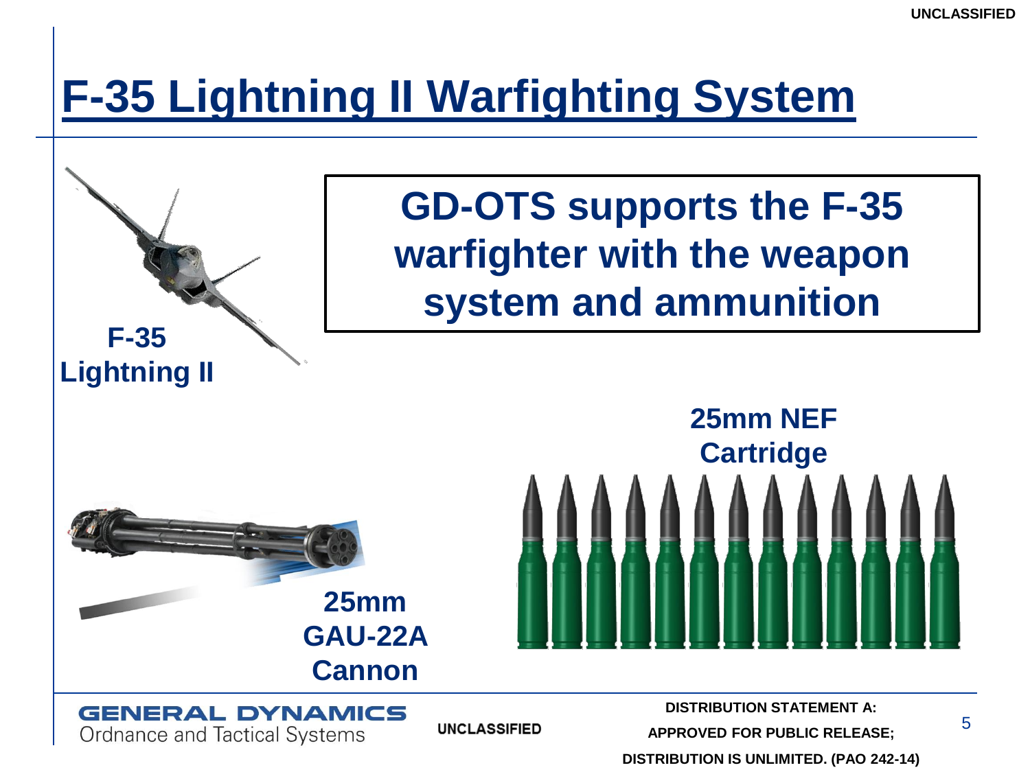# F-35 Lightning II Warfighting System

**GD-OTS supports the F-35 warfighter with the weapon system and ammunition**

**F-35 Lightning II**

**25mm NEF Cartridge**

**25mm GAU-22A Cannon**

DISTRIBUTION STATEMENT A: APPROVED FOR PUBLIC RELEASE; DISTRIBUTION IS UNLIMITED. (PAO 242-14)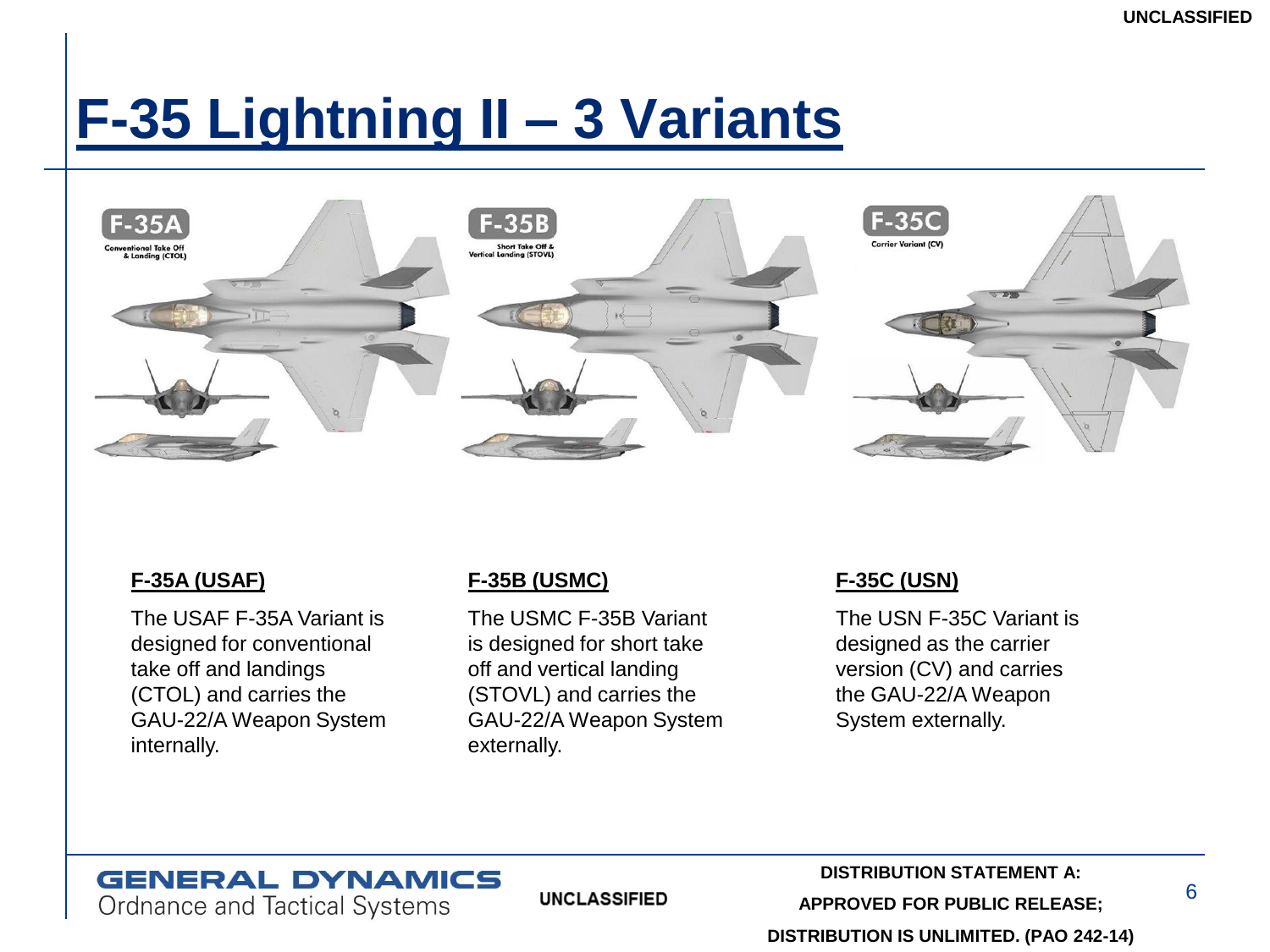# F-35 Lightning II – 3 Variants

F-35A
Conventional Take Off & Landing (CTOL)

F-35B
Short Take Off & Vertical Landing (STOVL)

F-35C
Carrier Variant (CV)

**F-35A (USAF)**

The USAF F-35A Variant is designed for conventional take off and landings (CTOL) and carries the GAU-22/A Weapon System internally.

**F-35B (USMC)**

The USMC F-35B Variant is designed for short take off and vertical landing (STOVL) and carries the GAU-22/A Weapon System externally.

**F-35C (USN)**

The USN F-35C Variant is designed as the carrier version (CV) and carries the GAU-22/A Weapon System externally.

**DISTRIBUTION STATEMENT A: APPROVED FOR PUBLIC RELEASE; DISTRIBUTION IS UNLIMITED. (PAO 242-14)**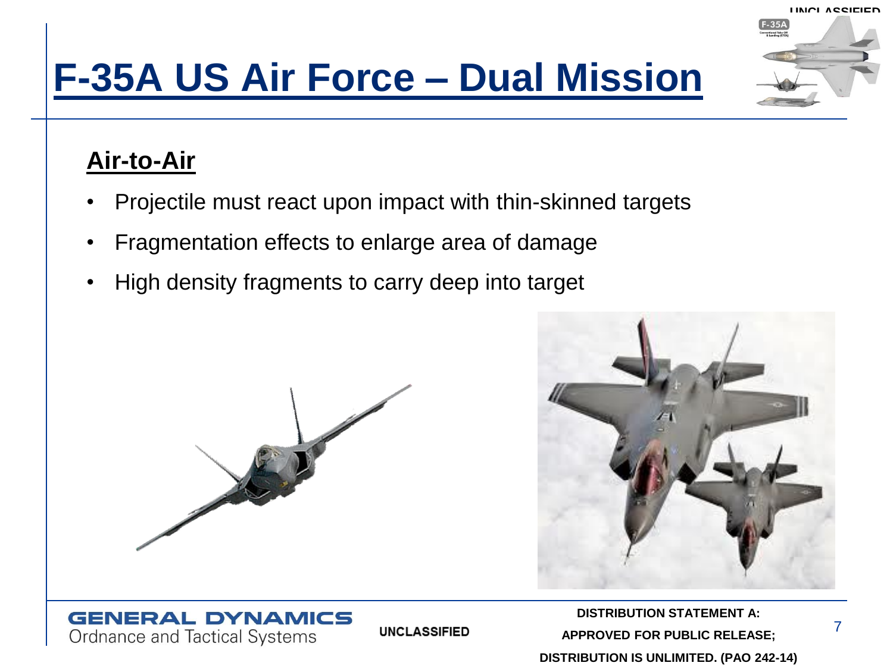# F-35A US Air Force – Dual Mission

## Air-to-Air

- Projectile must react upon impact with thin-skinned targets
- Fragmentation effects to enlarge area of damage
- High density fragments to carry deep into target

DISTRIBUTION STATEMENT A: APPROVED FOR PUBLIC RELEASE; DISTRIBUTION IS UNLIMITED. (PAO 242-14)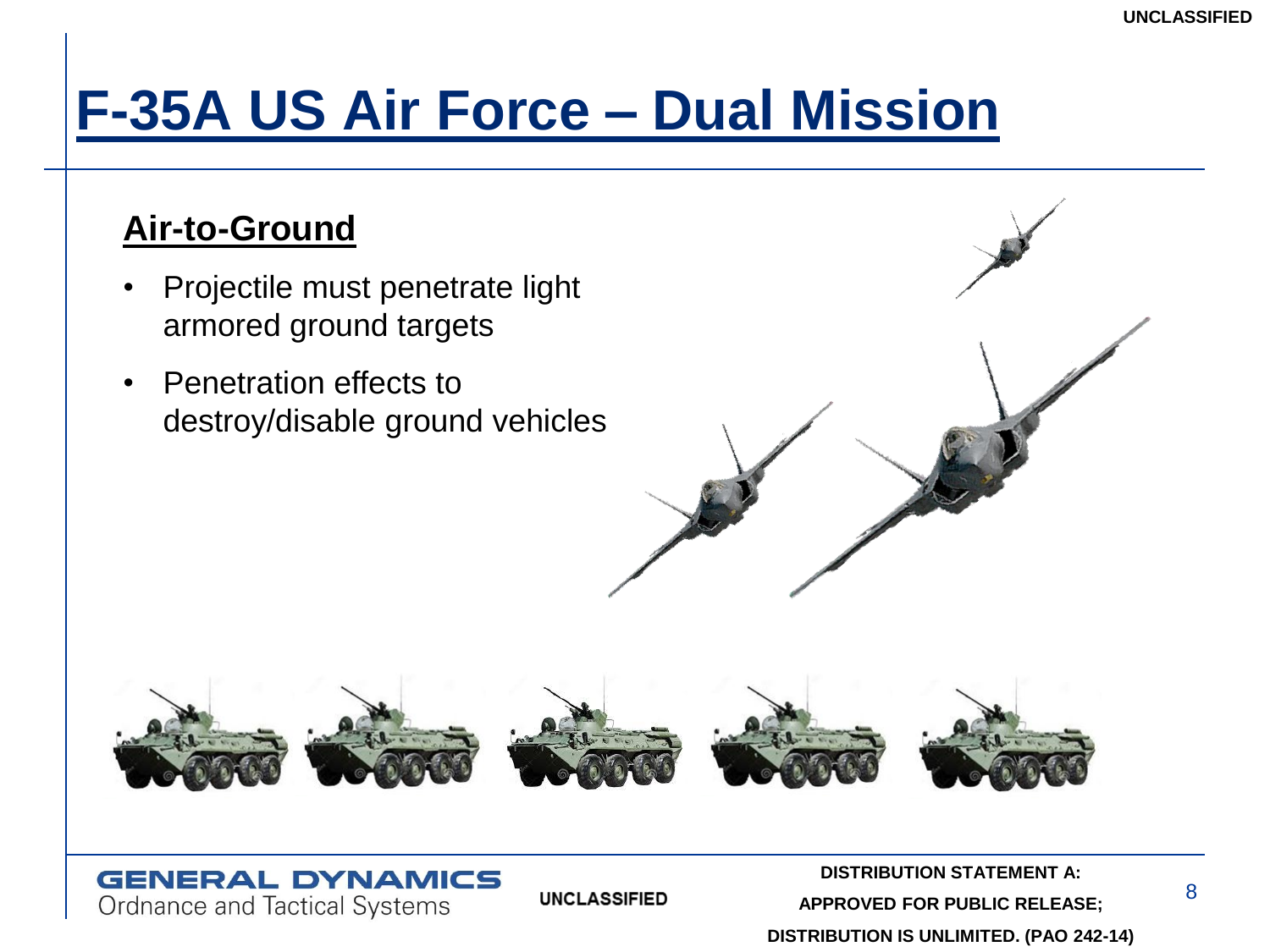# F-35A US Air Force – Dual Mission

## Air-to-Ground

- Projectile must penetrate light armored ground targets
- Penetration effects to destroy/disable ground vehicles

DISTRIBUTION STATEMENT A: APPROVED FOR PUBLIC RELEASE; DISTRIBUTION IS UNLIMITED. (PAO 242-14)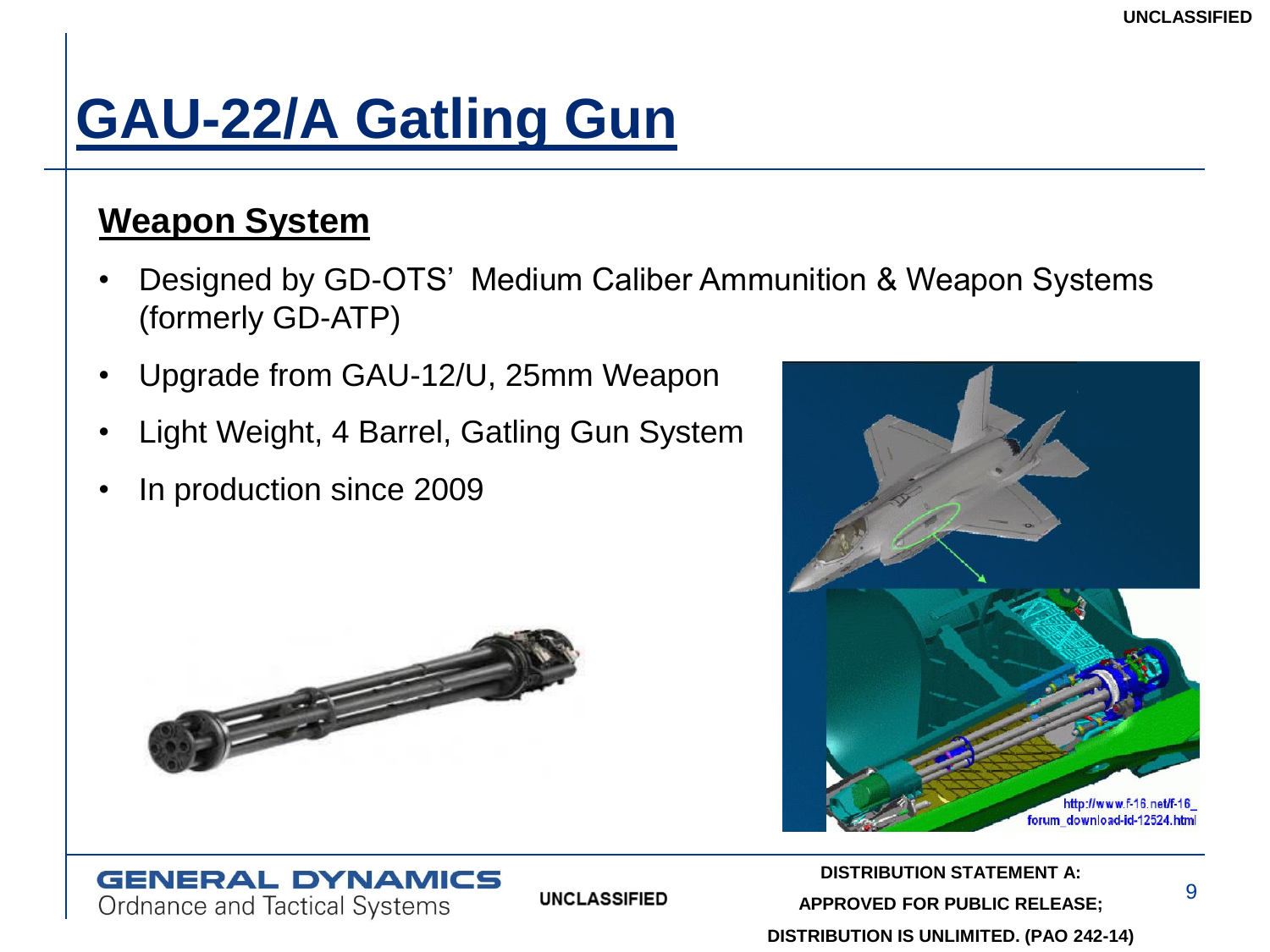# GAU-22/A Gatling Gun

## Weapon System

- Designed by GD-OTS' Medium Caliber Ammunition & Weapon Systems (formerly GD-ATP)
- Upgrade from GAU-12/U, 25mm Weapon
- Light Weight, 4 Barrel, Gatling Gun System
- In production since 2009

http://www.f-16.net/f-16_forum_download-id-12524.html

DISTRIBUTION STATEMENT A: APPROVED FOR PUBLIC RELEASE; DISTRIBUTION IS UNLIMITED. (PAO 242-14)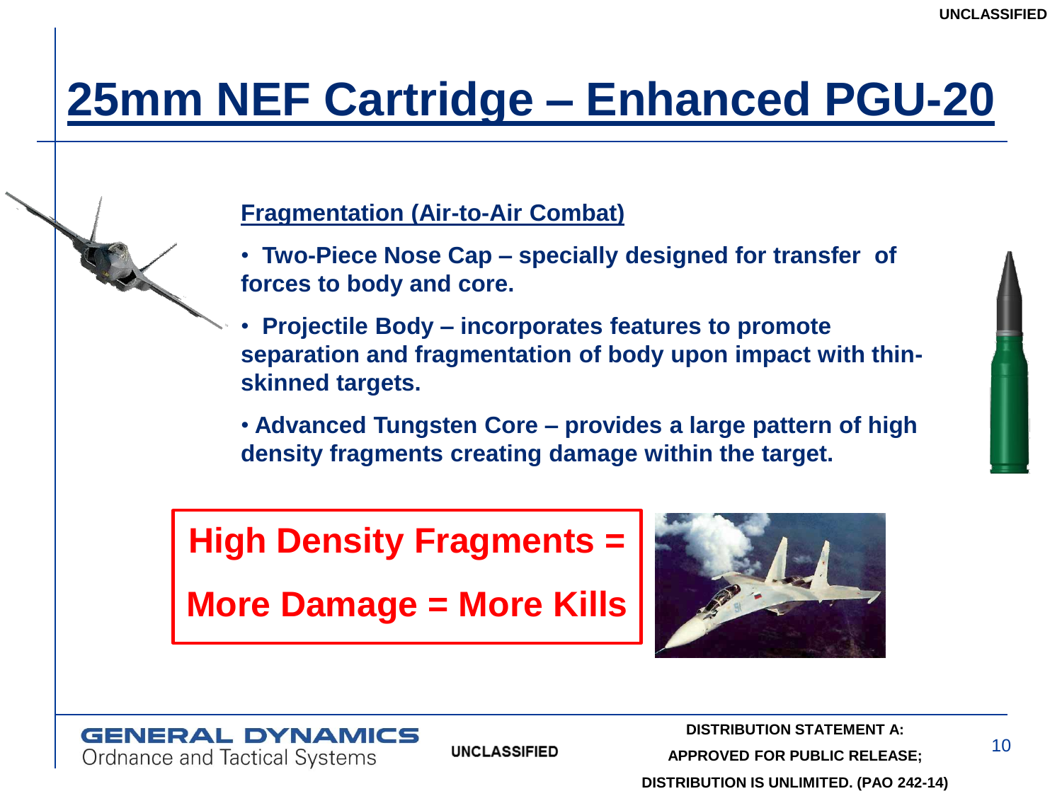# 25mm NEF Cartridge – Enhanced PGU-20

## Fragmentation (Air-to-Air Combat)

- **Two-Piece Nose Cap – specially designed for transfer of forces to body and core.**
- **Projectile Body – incorporates features to promote separation and fragmentation of body upon impact with thin-skinned targets.**
- **Advanced Tungsten Core – provides a large pattern of high density fragments creating damage within the target.**

**High Density Fragments = More Damage = More Kills**

**DISTRIBUTION STATEMENT A: APPROVED FOR PUBLIC RELEASE; DISTRIBUTION IS UNLIMITED. (PAO 242-14)**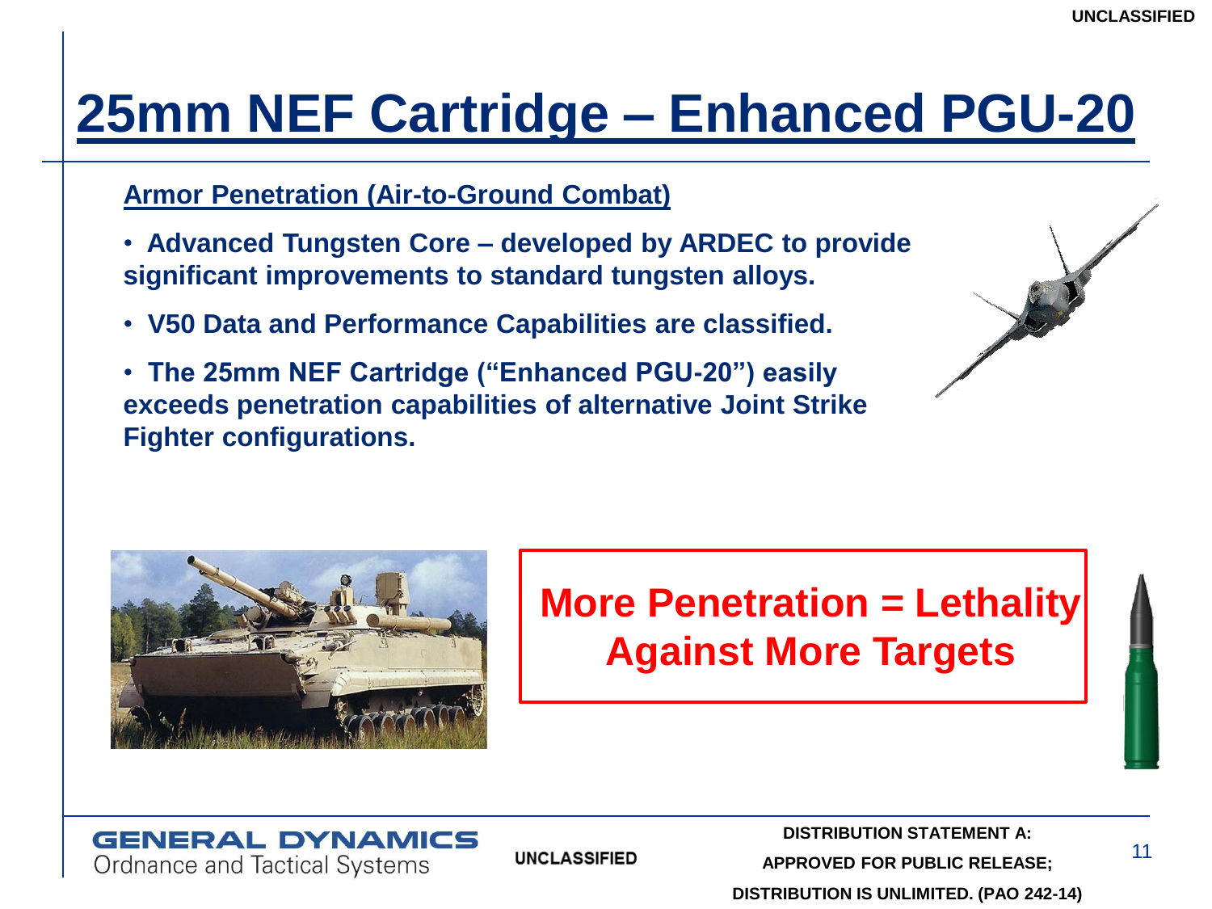# 25mm NEF Cartridge – Enhanced PGU-20

**Armor Penetration (Air-to-Ground Combat)**

- **Advanced Tungsten Core – developed by ARDEC to provide significant improvements to standard tungsten alloys.**
- **V50 Data and Performance Capabilities are classified.**
- **The 25mm NEF Cartridge ("Enhanced PGU-20") easily exceeds penetration capabilities of alternative Joint Strike Fighter configurations.**

**More Penetration = Lethality Against More Targets**

**DISTRIBUTION STATEMENT A: APPROVED FOR PUBLIC RELEASE; DISTRIBUTION IS UNLIMITED. (PAO 242-14)**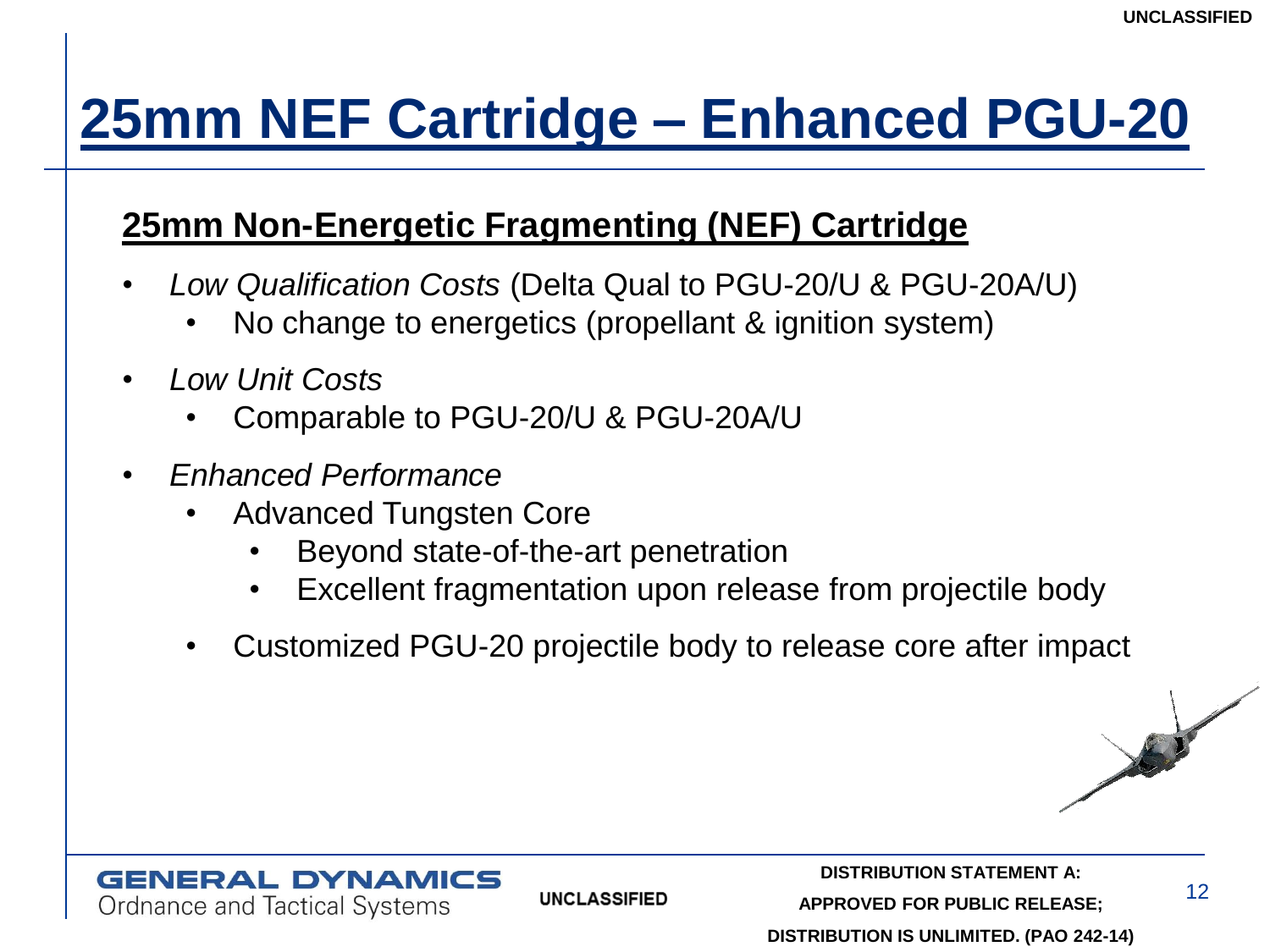# 25mm NEF Cartridge – Enhanced PGU-20

## 25mm Non-Energetic Fragmenting (NEF) Cartridge

- *Low Qualification Costs* (Delta Qual to PGU-20/U & PGU-20A/U)
  - No change to energetics (propellant & ignition system)
- *Low Unit Costs*
  - Comparable to PGU-20/U & PGU-20A/U
- *Enhanced Performance*
  - Advanced Tungsten Core
    - Beyond state-of-the-art penetration
    - Excellent fragmentation upon release from projectile body
  - Customized PGU-20 projectile body to release core after impact

**DISTRIBUTION STATEMENT A: APPROVED FOR PUBLIC RELEASE; DISTRIBUTION IS UNLIMITED. (PAO 242-14)**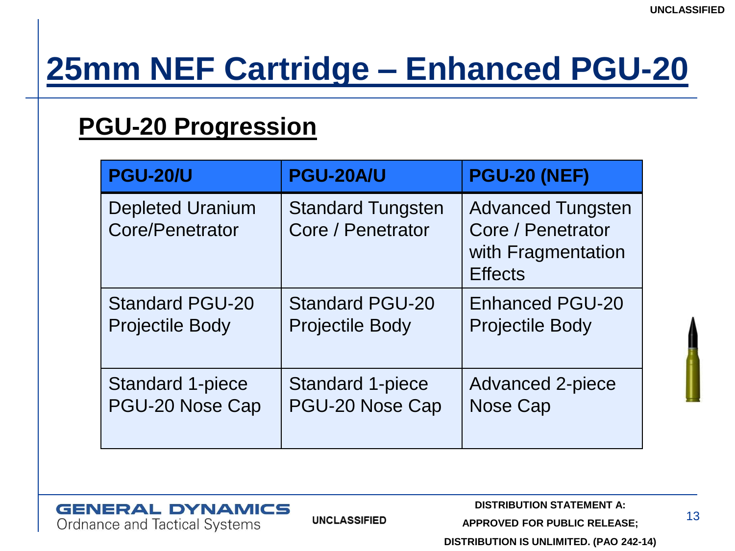# 25mm NEF Cartridge – Enhanced PGU-20

## PGU-20 Progression

| PGU-20/U | PGU-20A/U | PGU-20 (NEF) |
|---|---|---|
| Depleted Uranium Core/Penetrator | Standard Tungsten Core / Penetrator | Advanced Tungsten Core / Penetrator with Fragmentation Effects |
| Standard PGU-20 Projectile Body | Standard PGU-20 Projectile Body | Enhanced PGU-20 Projectile Body |
| Standard 1-piece PGU-20 Nose Cap | Standard 1-piece PGU-20 Nose Cap | Advanced 2-piece Nose Cap |

DISTRIBUTION STATEMENT A: APPROVED FOR PUBLIC RELEASE; DISTRIBUTION IS UNLIMITED. (PAO 242-14)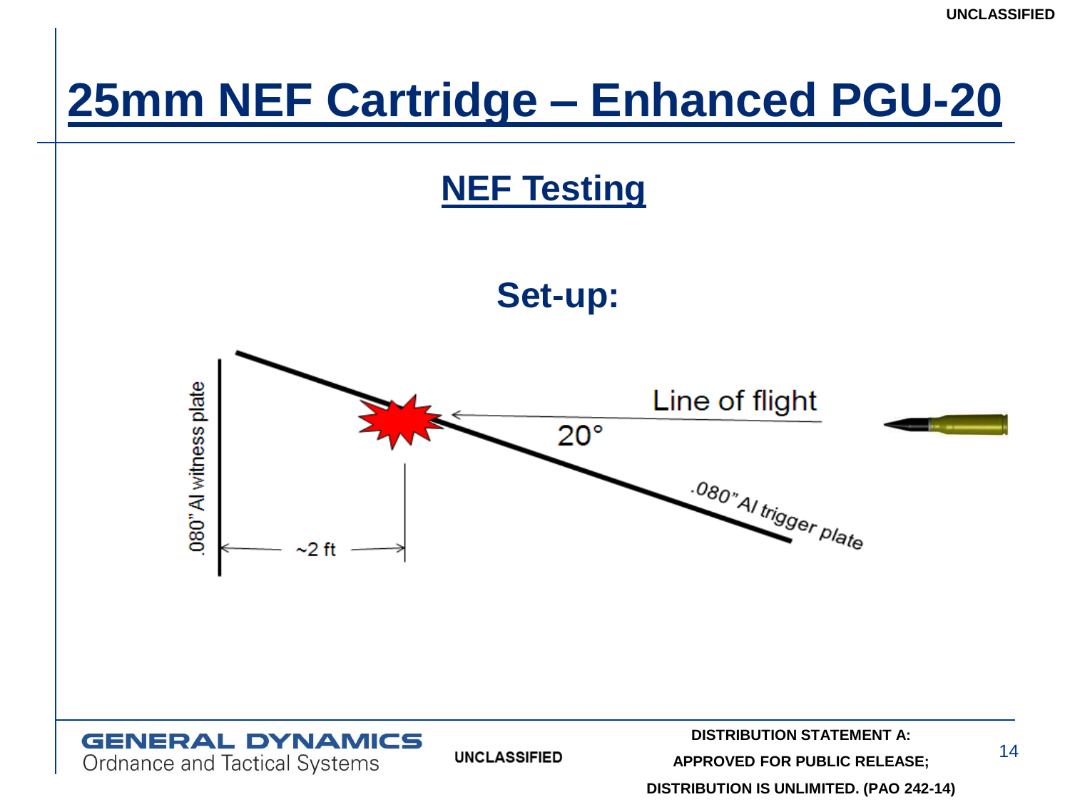# 25mm NEF Cartridge – Enhanced PGU-20

## NEF Testing

### Set-up:

.080" Al witness plate

Line of flight

20°

.080" Al trigger plate

~2 ft

DISTRIBUTION STATEMENT A: APPROVED FOR PUBLIC RELEASE; DISTRIBUTION IS UNLIMITED. (PAO 242-14)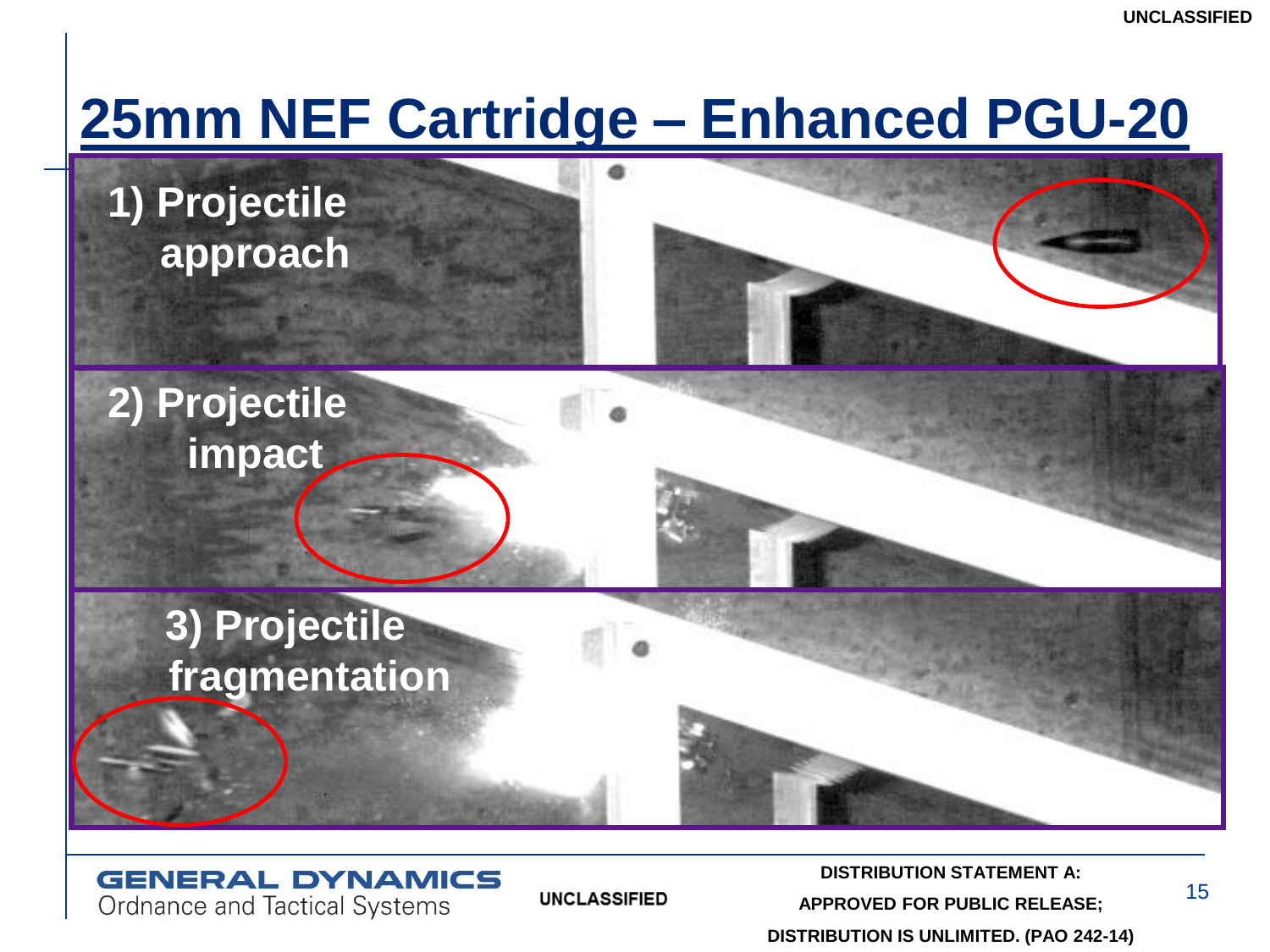# 25mm NEF Cartridge – Enhanced PGU-20

1) Projectile approach

2) Projectile impact

3) Projectile fragmentation

UNCLASSIFIED

DISTRIBUTION STATEMENT A: APPROVED FOR PUBLIC RELEASE; DISTRIBUTION IS UNLIMITED. (PAO 242-14)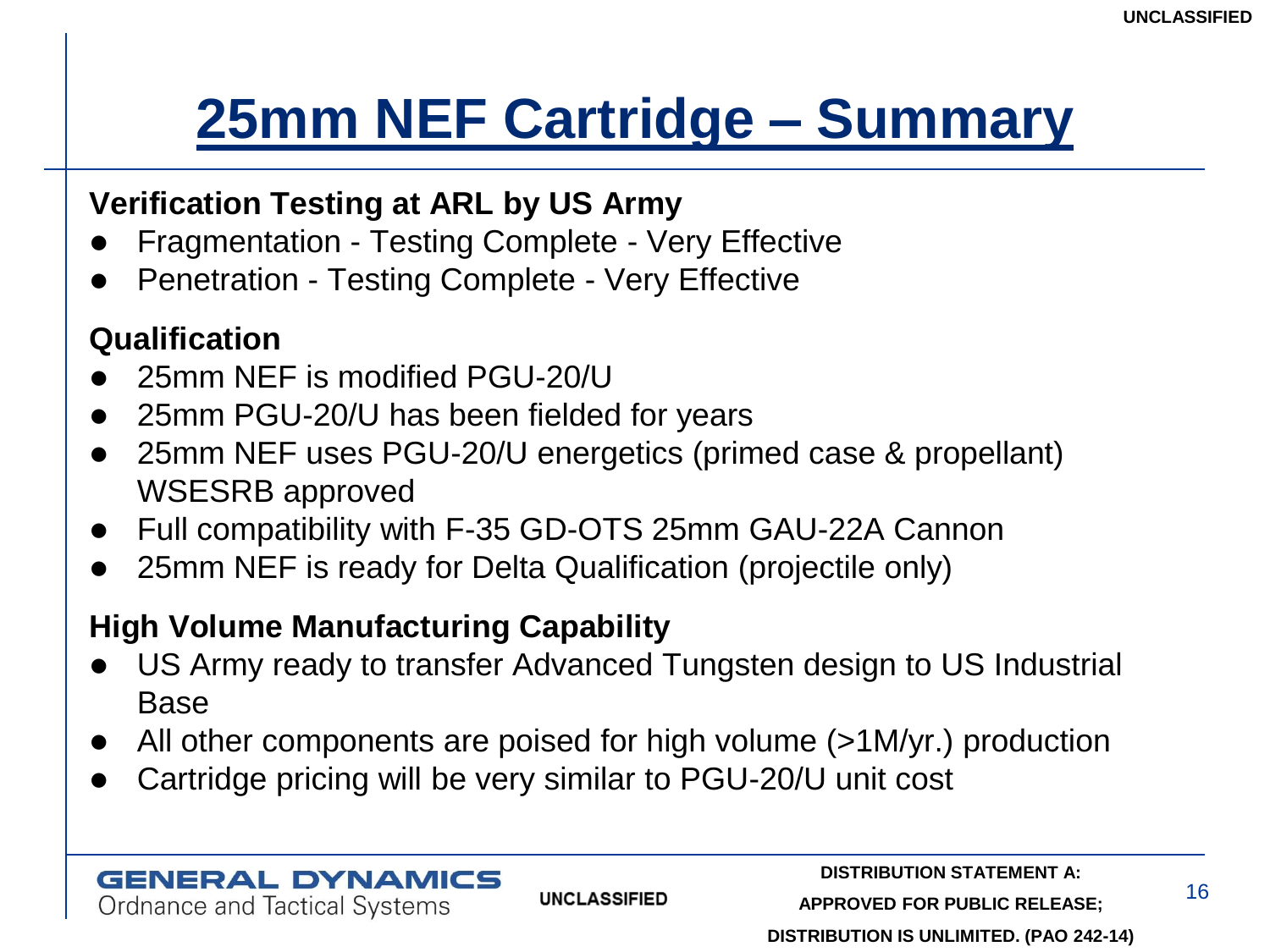# 25mm NEF Cartridge – Summary

**Verification Testing at ARL by US Army**

- Fragmentation - Testing Complete - Very Effective
- Penetration - Testing Complete - Very Effective

**Qualification**

- 25mm NEF is modified PGU-20/U
- 25mm PGU-20/U has been fielded for years
- 25mm NEF uses PGU-20/U energetics (primed case & propellant) WSESRB approved
- Full compatibility with F-35 GD-OTS 25mm GAU-22A Cannon
- 25mm NEF is ready for Delta Qualification (projectile only)

**High Volume Manufacturing Capability**

- US Army ready to transfer Advanced Tungsten design to US Industrial Base
- All other components are poised for high volume (>1M/yr.) production
- Cartridge pricing will be very similar to PGU-20/U unit cost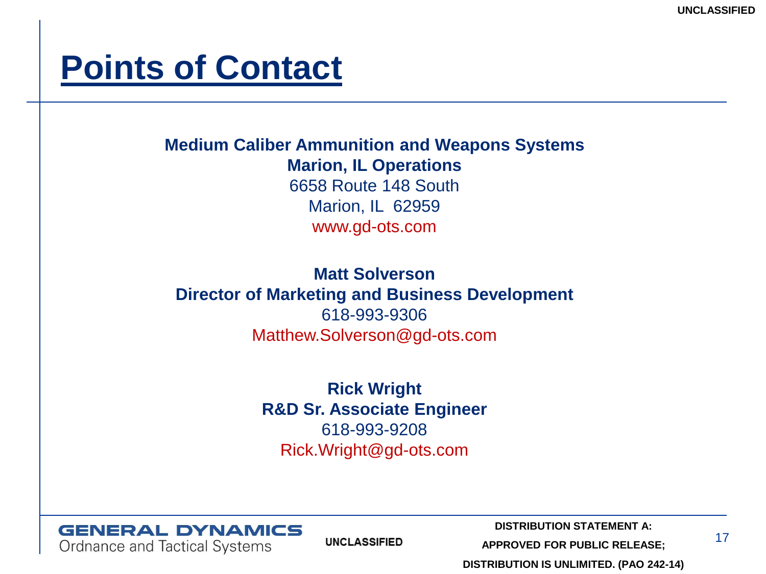# Points of Contact

**Medium Caliber Ammunition and Weapons Systems**
**Marion, IL Operations**
6658 Route 148 South
Marion, IL 62959
www.gd-ots.com

**Matt Solverson**
**Director of Marketing and Business Development**
618-993-9306
Matthew.Solverson@gd-ots.com

**Rick Wright**
**R&D Sr. Associate Engineer**
618-993-9208
Rick.Wright@gd-ots.com

**DISTRIBUTION STATEMENT A: APPROVED FOR PUBLIC RELEASE; DISTRIBUTION IS UNLIMITED. (PAO 242-14)**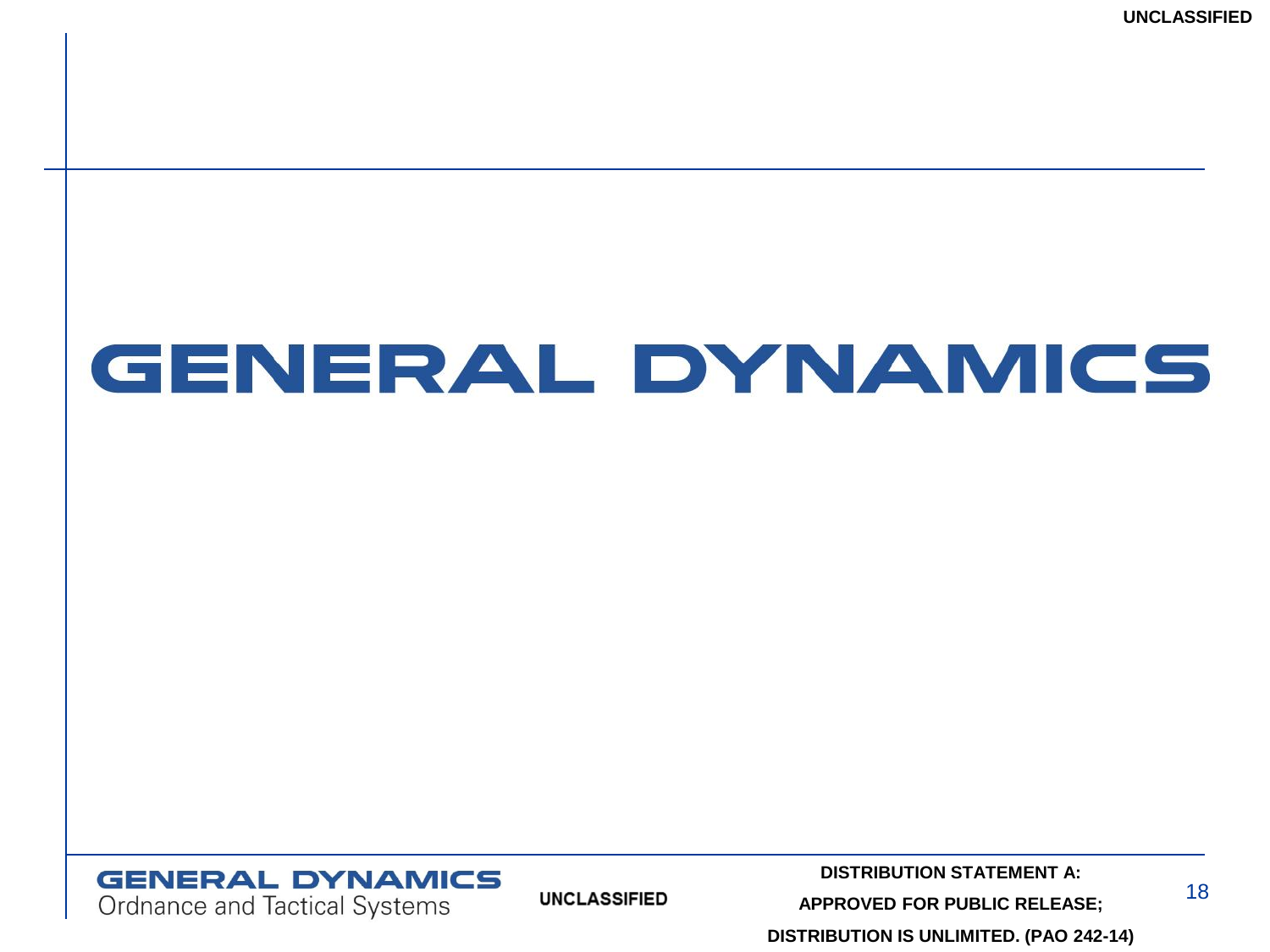# GENERAL DYNAMICS